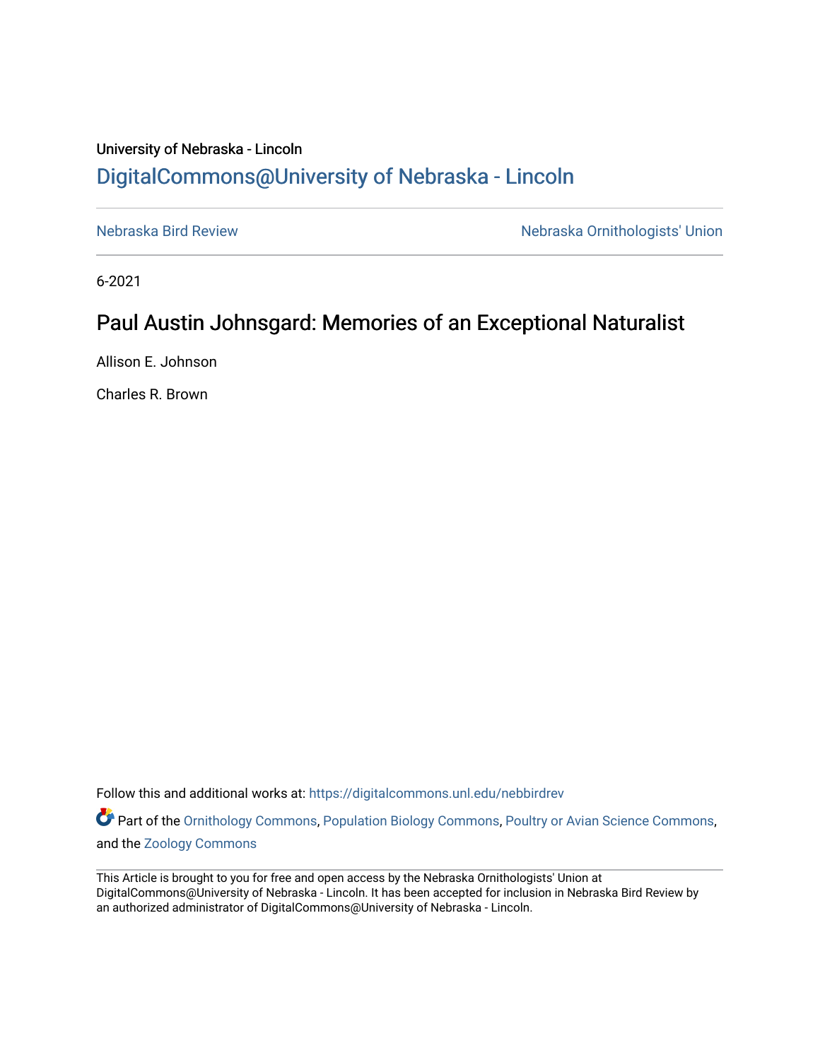University of Nebraska - Lincoln

DigitalCommons@University of Nebraska - Lincoln

Nebraska Bird Review

Nebraska Ornithologists' Union

6-2021

# Paul Austin Johnsgard: Memories of an Exceptional Naturalist

Allison E. Johnson

Charles R. Brown

Follow this and additional works at: https://digitalcommons.unl.edu/nebbirdrev

Part of the Ornithology Commons, Population Biology Commons, Poultry or Avian Science Commons, and the Zoology Commons

This Article is brought to you for free and open access by the Nebraska Ornithologists' Union at DigitalCommons@University of Nebraska - Lincoln. It has been accepted for inclusion in Nebraska Bird Review by an authorized administrator of DigitalCommons@University of Nebraska - Lincoln.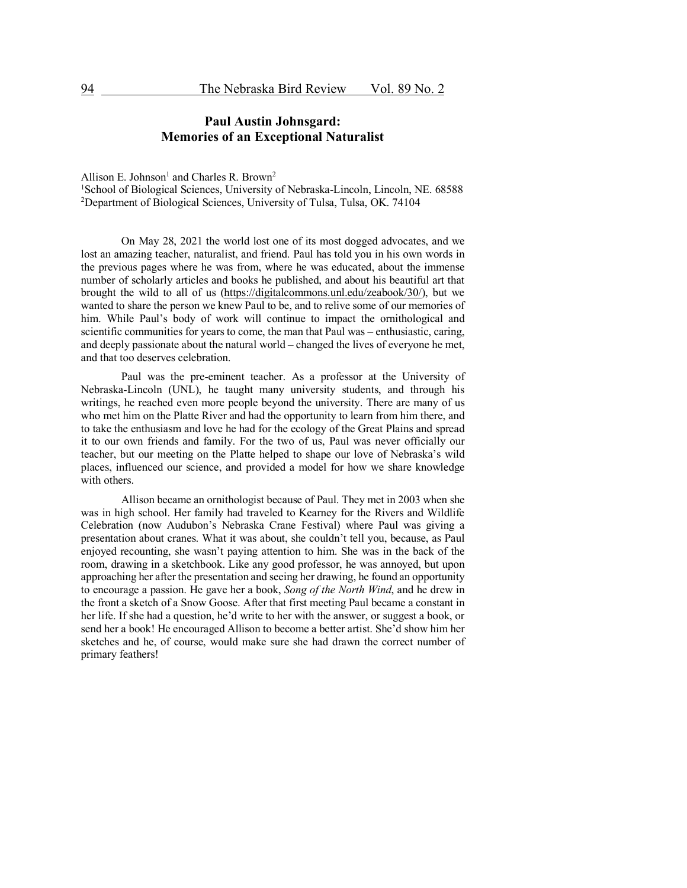# Paul Austin Johnsgard: Memories of an Exceptional Naturalist

Allison E. Johnson[1] and Charles R. Brown[2]

[1]School of Biological Sciences, University of Nebraska-Lincoln, Lincoln, NE. 68588
[2]Department of Biological Sciences, University of Tulsa, Tulsa, OK. 74104

On May 28, 2021 the world lost one of its most dogged advocates, and we lost an amazing teacher, naturalist, and friend. Paul has told you in his own words in the previous pages where he was from, where he was educated, about the immense number of scholarly articles and books he published, and about his beautiful art that brought the wild to all of us (https://digitalcommons.unl.edu/zeabook/30/), but we wanted to share the person we knew Paul to be, and to relive some of our memories of him. While Paul's body of work will continue to impact the ornithological and scientific communities for years to come, the man that Paul was – enthusiastic, caring, and deeply passionate about the natural world – changed the lives of everyone he met, and that too deserves celebration.

Paul was the pre-eminent teacher. As a professor at the University of Nebraska-Lincoln (UNL), he taught many university students, and through his writings, he reached even more people beyond the university. There are many of us who met him on the Platte River and had the opportunity to learn from him there, and to take the enthusiasm and love he had for the ecology of the Great Plains and spread it to our own friends and family. For the two of us, Paul was never officially our teacher, but our meeting on the Platte helped to shape our love of Nebraska's wild places, influenced our science, and provided a model for how we share knowledge with others.

Allison became an ornithologist because of Paul. They met in 2003 when she was in high school. Her family had traveled to Kearney for the Rivers and Wildlife Celebration (now Audubon's Nebraska Crane Festival) where Paul was giving a presentation about cranes. What it was about, she couldn't tell you, because, as Paul enjoyed recounting, she wasn't paying attention to him. She was in the back of the room, drawing in a sketchbook. Like any good professor, he was annoyed, but upon approaching her after the presentation and seeing her drawing, he found an opportunity to encourage a passion. He gave her a book, *Song of the North Wind*, and he drew in the front a sketch of a Snow Goose. After that first meeting Paul became a constant in her life. If she had a question, he'd write to her with the answer, or suggest a book, or send her a book! He encouraged Allison to become a better artist. She'd show him her sketches and he, of course, would make sure she had drawn the correct number of primary feathers!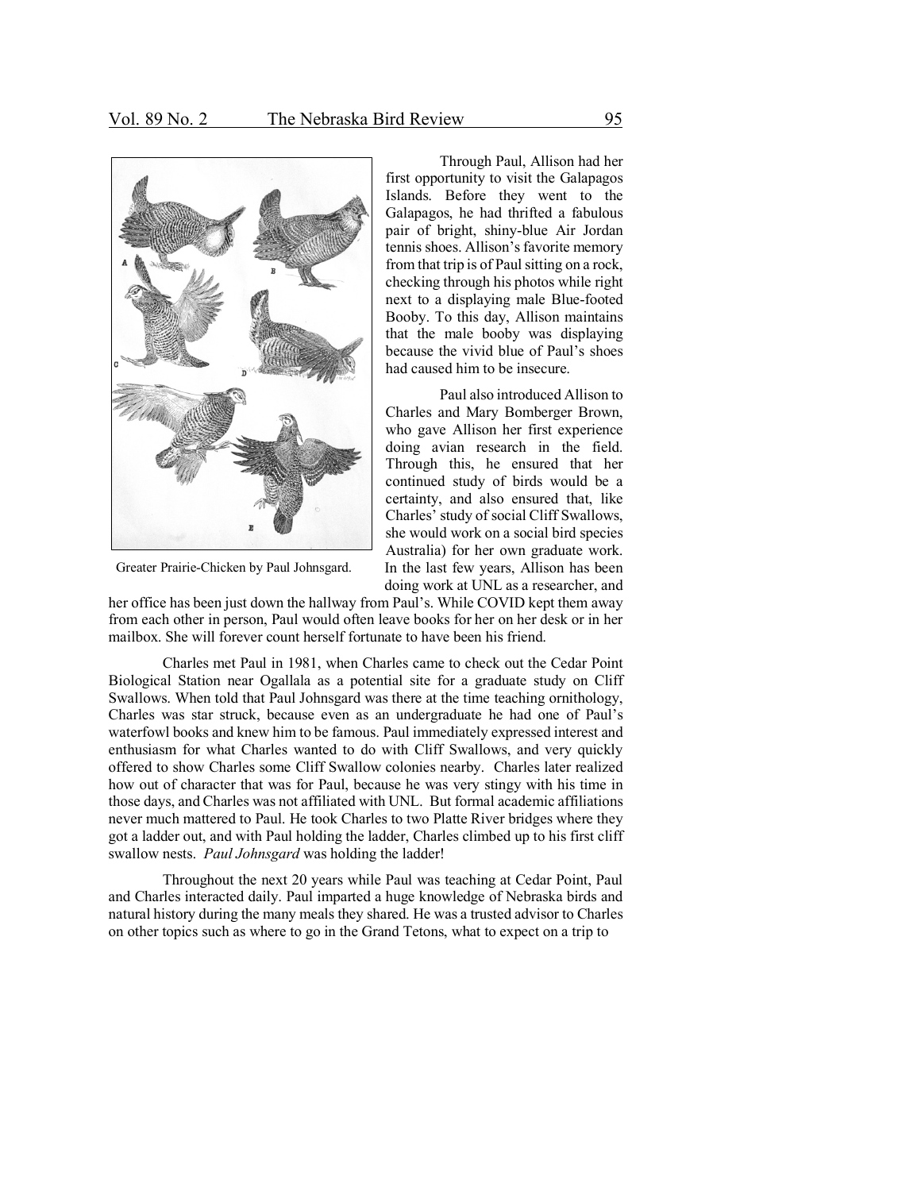Greater Prairie-Chicken by Paul Johnsgard.

Through Paul, Allison had her first opportunity to visit the Galapagos Islands. Before they went to the Galapagos, he had thrifted a fabulous pair of bright, shiny-blue Air Jordan tennis shoes. Allison's favorite memory from that trip is of Paul sitting on a rock, checking through his photos while right next to a displaying male Blue-footed Booby. To this day, Allison maintains that the male booby was displaying because the vivid blue of Paul's shoes had caused him to be insecure.

Paul also introduced Allison to Charles and Mary Bomberger Brown, who gave Allison her first experience doing avian research in the field. Through this, he ensured that her continued study of birds would be a certainty, and also ensured that, like Charles' study of social Cliff Swallows, she would work on a social bird species Australia) for her own graduate work. In the last few years, Allison has been doing work at UNL as a researcher, and her office has been just down the hallway from Paul's. While COVID kept them away from each other in person, Paul would often leave books for her on her desk or in her mailbox. She will forever count herself fortunate to have been his friend.

Charles met Paul in 1981, when Charles came to check out the Cedar Point Biological Station near Ogallala as a potential site for a graduate study on Cliff Swallows. When told that Paul Johnsgard was there at the time teaching ornithology, Charles was star struck, because even as an undergraduate he had one of Paul's waterfowl books and knew him to be famous. Paul immediately expressed interest and enthusiasm for what Charles wanted to do with Cliff Swallows, and very quickly offered to show Charles some Cliff Swallow colonies nearby. Charles later realized how out of character that was for Paul, because he was very stingy with his time in those days, and Charles was not affiliated with UNL. But formal academic affiliations never much mattered to Paul. He took Charles to two Platte River bridges where they got a ladder out, and with Paul holding the ladder, Charles climbed up to his first cliff swallow nests. *Paul Johnsgard* was holding the ladder!

Throughout the next 20 years while Paul was teaching at Cedar Point, Paul and Charles interacted daily. Paul imparted a huge knowledge of Nebraska birds and natural history during the many meals they shared. He was a trusted advisor to Charles on other topics such as where to go in the Grand Tetons, what to expect on a trip to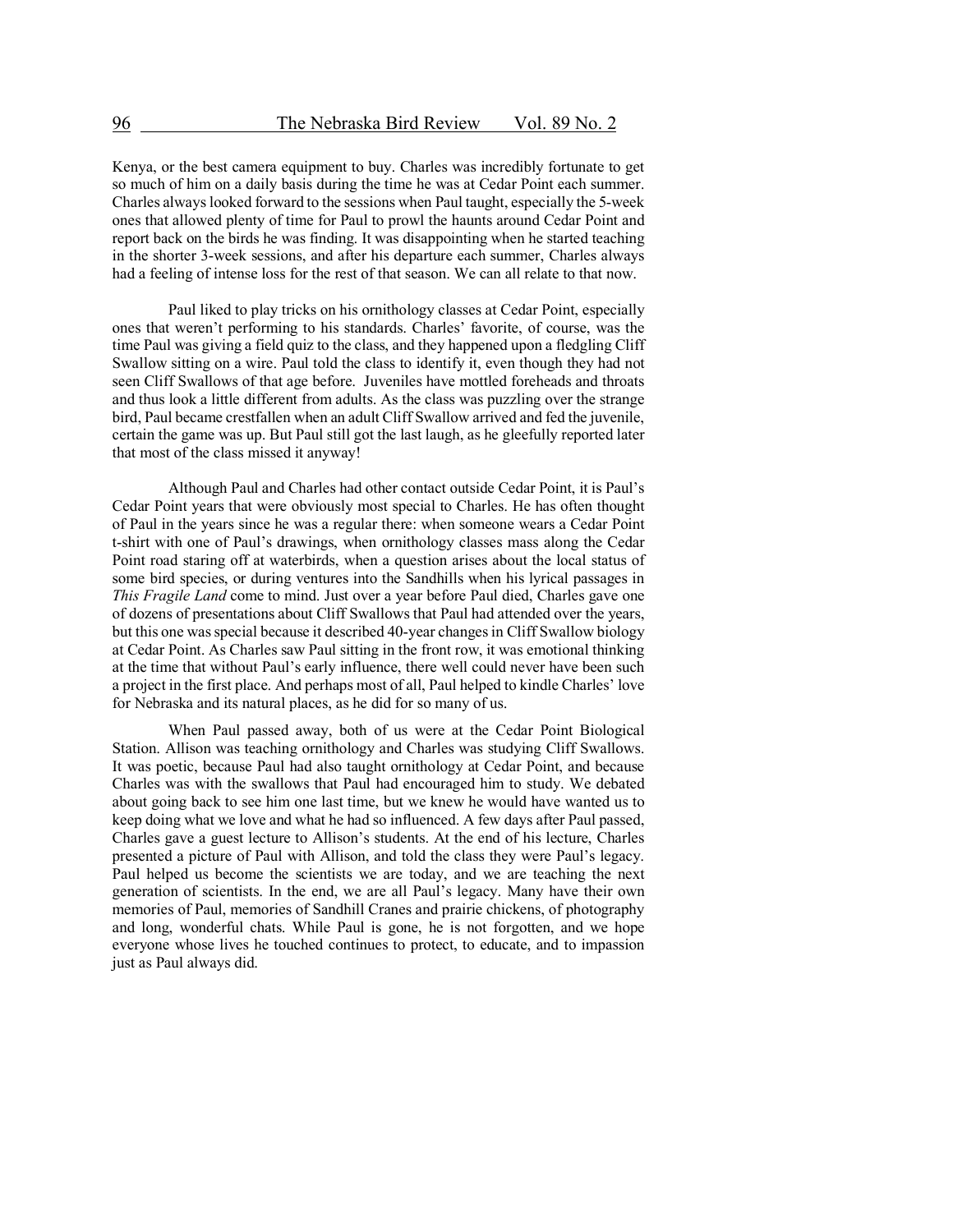Kenya, or the best camera equipment to buy. Charles was incredibly fortunate to get so much of him on a daily basis during the time he was at Cedar Point each summer. Charles always looked forward to the sessions when Paul taught, especially the 5-week ones that allowed plenty of time for Paul to prowl the haunts around Cedar Point and report back on the birds he was finding. It was disappointing when he started teaching in the shorter 3-week sessions, and after his departure each summer, Charles always had a feeling of intense loss for the rest of that season. We can all relate to that now.

Paul liked to play tricks on his ornithology classes at Cedar Point, especially ones that weren't performing to his standards. Charles' favorite, of course, was the time Paul was giving a field quiz to the class, and they happened upon a fledgling Cliff Swallow sitting on a wire. Paul told the class to identify it, even though they had not seen Cliff Swallows of that age before. Juveniles have mottled foreheads and throats and thus look a little different from adults. As the class was puzzling over the strange bird, Paul became crestfallen when an adult Cliff Swallow arrived and fed the juvenile, certain the game was up. But Paul still got the last laugh, as he gleefully reported later that most of the class missed it anyway!

Although Paul and Charles had other contact outside Cedar Point, it is Paul's Cedar Point years that were obviously most special to Charles. He has often thought of Paul in the years since he was a regular there: when someone wears a Cedar Point t-shirt with one of Paul's drawings, when ornithology classes mass along the Cedar Point road staring off at waterbirds, when a question arises about the local status of some bird species, or during ventures into the Sandhills when his lyrical passages in *This Fragile Land* come to mind. Just over a year before Paul died, Charles gave one of dozens of presentations about Cliff Swallows that Paul had attended over the years, but this one was special because it described 40-year changes in Cliff Swallow biology at Cedar Point. As Charles saw Paul sitting in the front row, it was emotional thinking at the time that without Paul's early influence, there well could never have been such a project in the first place. And perhaps most of all, Paul helped to kindle Charles' love for Nebraska and its natural places, as he did for so many of us.

When Paul passed away, both of us were at the Cedar Point Biological Station. Allison was teaching ornithology and Charles was studying Cliff Swallows. It was poetic, because Paul had also taught ornithology at Cedar Point, and because Charles was with the swallows that Paul had encouraged him to study. We debated about going back to see him one last time, but we knew he would have wanted us to keep doing what we love and what he had so influenced. A few days after Paul passed, Charles gave a guest lecture to Allison's students. At the end of his lecture, Charles presented a picture of Paul with Allison, and told the class they were Paul's legacy. Paul helped us become the scientists we are today, and we are teaching the next generation of scientists. In the end, we are all Paul's legacy. Many have their own memories of Paul, memories of Sandhill Cranes and prairie chickens, of photography and long, wonderful chats. While Paul is gone, he is not forgotten, and we hope everyone whose lives he touched continues to protect, to educate, and to impassion just as Paul always did.